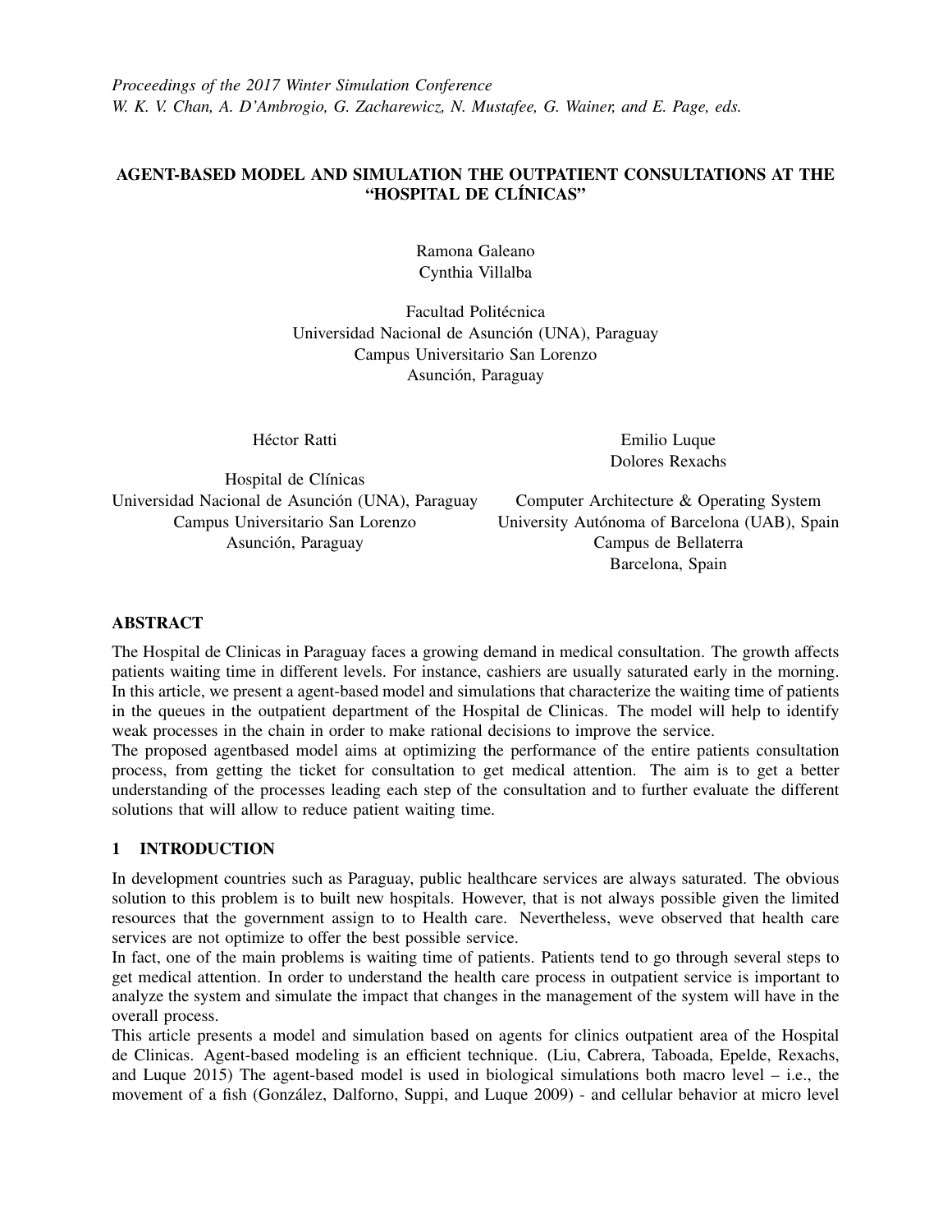*Proceedings of the 2017 Winter Simulation Conference*
*W. K. V. Chan, A. D'Ambrogio, G. Zacharewicz, N. Mustafee, G. Wainer, and E. Page, eds.*

# AGENT-BASED MODEL AND SIMULATION THE OUTPATIENT CONSULTATIONS AT THE "HOSPITAL DE CLÍNICAS"

Ramona Galeano
Cynthia Villalba

Facultad Politécnica
Universidad Nacional de Asunción (UNA), Paraguay
Campus Universitario San Lorenzo
Asunción, Paraguay

Héctor Ratti

Hospital de Clínicas
Universidad Nacional de Asunción (UNA), Paraguay
Campus Universitario San Lorenzo
Asunción, Paraguay

Emilio Luque
Dolores Rexachs

Computer Architecture & Operating System
University Autónoma of Barcelona (UAB), Spain
Campus de Bellaterra
Barcelona, Spain

## ABSTRACT

The Hospital de Clinicas in Paraguay faces a growing demand in medical consultation. The growth affects patients waiting time in different levels. For instance, cashiers are usually saturated early in the morning. In this article, we present a agent-based model and simulations that characterize the waiting time of patients in the queues in the outpatient department of the Hospital de Clinicas. The model will help to identify weak processes in the chain in order to make rational decisions to improve the service.

The proposed agentbased model aims at optimizing the performance of the entire patients consultation process, from getting the ticket for consultation to get medical attention. The aim is to get a better understanding of the processes leading each step of the consultation and to further evaluate the different solutions that will allow to reduce patient waiting time.

## 1 INTRODUCTION

In development countries such as Paraguay, public healthcare services are always saturated. The obvious solution to this problem is to built new hospitals. However, that is not always possible given the limited resources that the government assign to to Health care. Nevertheless, weve observed that health care services are not optimize to offer the best possible service.

In fact, one of the main problems is waiting time of patients. Patients tend to go through several steps to get medical attention. In order to understand the health care process in outpatient service is important to analyze the system and simulate the impact that changes in the management of the system will have in the overall process.

This article presents a model and simulation based on agents for clinics outpatient area of the Hospital de Clinicas. Agent-based modeling is an efficient technique. (Liu, Cabrera, Taboada, Epelde, Rexachs, and Luque 2015) The agent-based model is used in biological simulations both macro level – i.e., the movement of a fish (González, Dalforno, Suppi, and Luque 2009) - and cellular behavior at micro level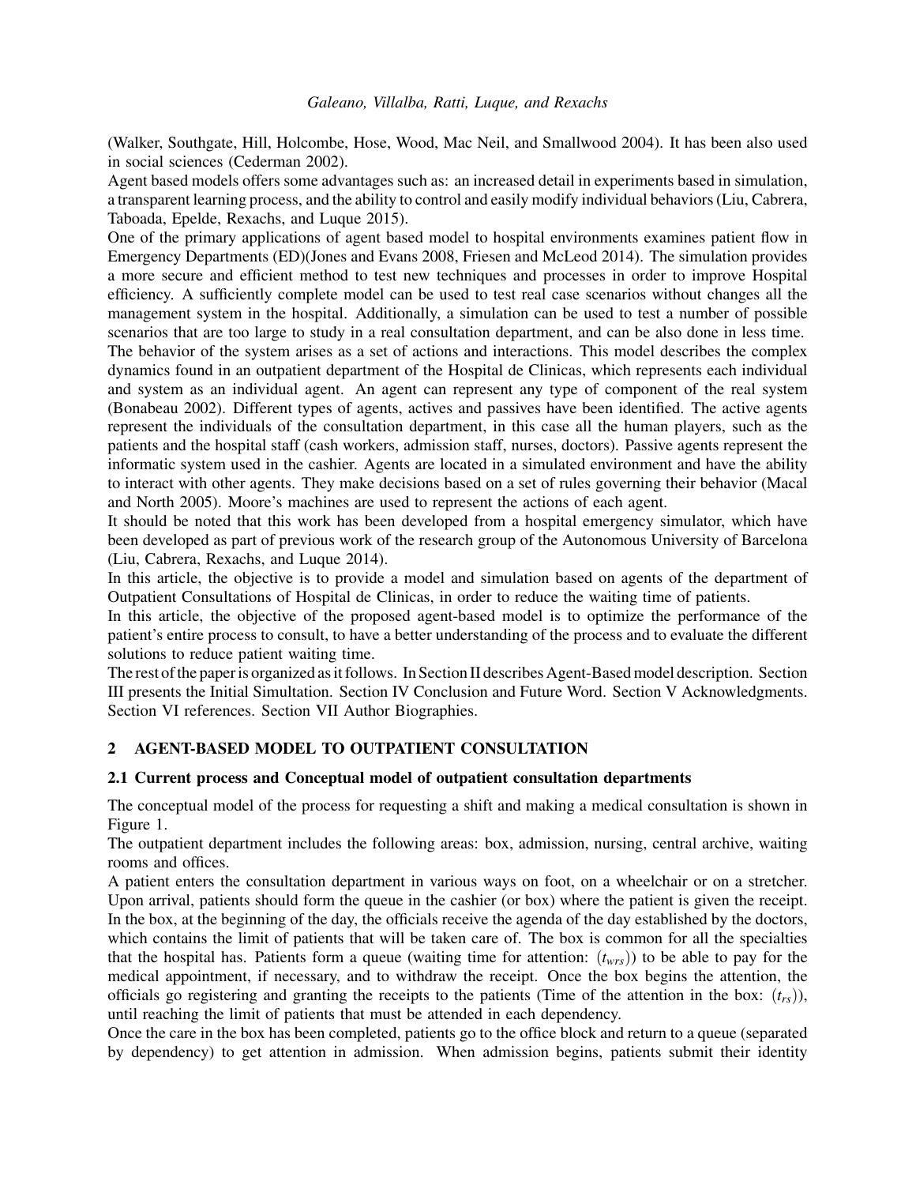(Walker, Southgate, Hill, Holcombe, Hose, Wood, Mac Neil, and Smallwood 2004). It has been also used in social sciences (Cederman 2002).

Agent based models offers some advantages such as: an increased detail in experiments based in simulation, a transparent learning process, and the ability to control and easily modify individual behaviors (Liu, Cabrera, Taboada, Epelde, Rexachs, and Luque 2015).

One of the primary applications of agent based model to hospital environments examines patient flow in Emergency Departments (ED)(Jones and Evans 2008, Friesen and McLeod 2014). The simulation provides a more secure and efficient method to test new techniques and processes in order to improve Hospital efficiency. A sufficiently complete model can be used to test real case scenarios without changes all the management system in the hospital. Additionally, a simulation can be used to test a number of possible scenarios that are too large to study in a real consultation department, and can be also done in less time.

The behavior of the system arises as a set of actions and interactions. This model describes the complex dynamics found in an outpatient department of the Hospital de Clinicas, which represents each individual and system as an individual agent. An agent can represent any type of component of the real system (Bonabeau 2002). Different types of agents, actives and passives have been identified. The active agents represent the individuals of the consultation department, in this case all the human players, such as the patients and the hospital staff (cash workers, admission staff, nurses, doctors). Passive agents represent the informatic system used in the cashier. Agents are located in a simulated environment and have the ability to interact with other agents. They make decisions based on a set of rules governing their behavior (Macal and North 2005). Moore's machines are used to represent the actions of each agent.

It should be noted that this work has been developed from a hospital emergency simulator, which have been developed as part of previous work of the research group of the Autonomous University of Barcelona (Liu, Cabrera, Rexachs, and Luque 2014).

In this article, the objective is to provide a model and simulation based on agents of the department of Outpatient Consultations of Hospital de Clinicas, in order to reduce the waiting time of patients.

In this article, the objective of the proposed agent-based model is to optimize the performance of the patient's entire process to consult, to have a better understanding of the process and to evaluate the different solutions to reduce patient waiting time.

The rest of the paper is organized as it follows. In Section II describes Agent-Based model description. Section III presents the Initial Simultation. Section IV Conclusion and Future Word. Section V Acknowledgments. Section VI references. Section VII Author Biographies.

## 2 AGENT-BASED MODEL TO OUTPATIENT CONSULTATION

### 2.1 Current process and Conceptual model of outpatient consultation departments

The conceptual model of the process for requesting a shift and making a medical consultation is shown in Figure 1.

The outpatient department includes the following areas: box, admission, nursing, central archive, waiting rooms and offices.

A patient enters the consultation department in various ways on foot, on a wheelchair or on a stretcher. Upon arrival, patients should form the queue in the cashier (or box) where the patient is given the receipt. In the box, at the beginning of the day, the officials receive the agenda of the day established by the doctors, which contains the limit of patients that will be taken care of. The box is common for all the specialties that the hospital has. Patients form a queue (waiting time for attention: ($t_{wrs}$)) to be able to pay for the medical appointment, if necessary, and to withdraw the receipt. Once the box begins the attention, the officials go registering and granting the receipts to the patients (Time of the attention in the box: ($t_{rs}$)), until reaching the limit of patients that must be attended in each dependency.

Once the care in the box has been completed, patients go to the office block and return to a queue (separated by dependency) to get attention in admission. When admission begins, patients submit their identity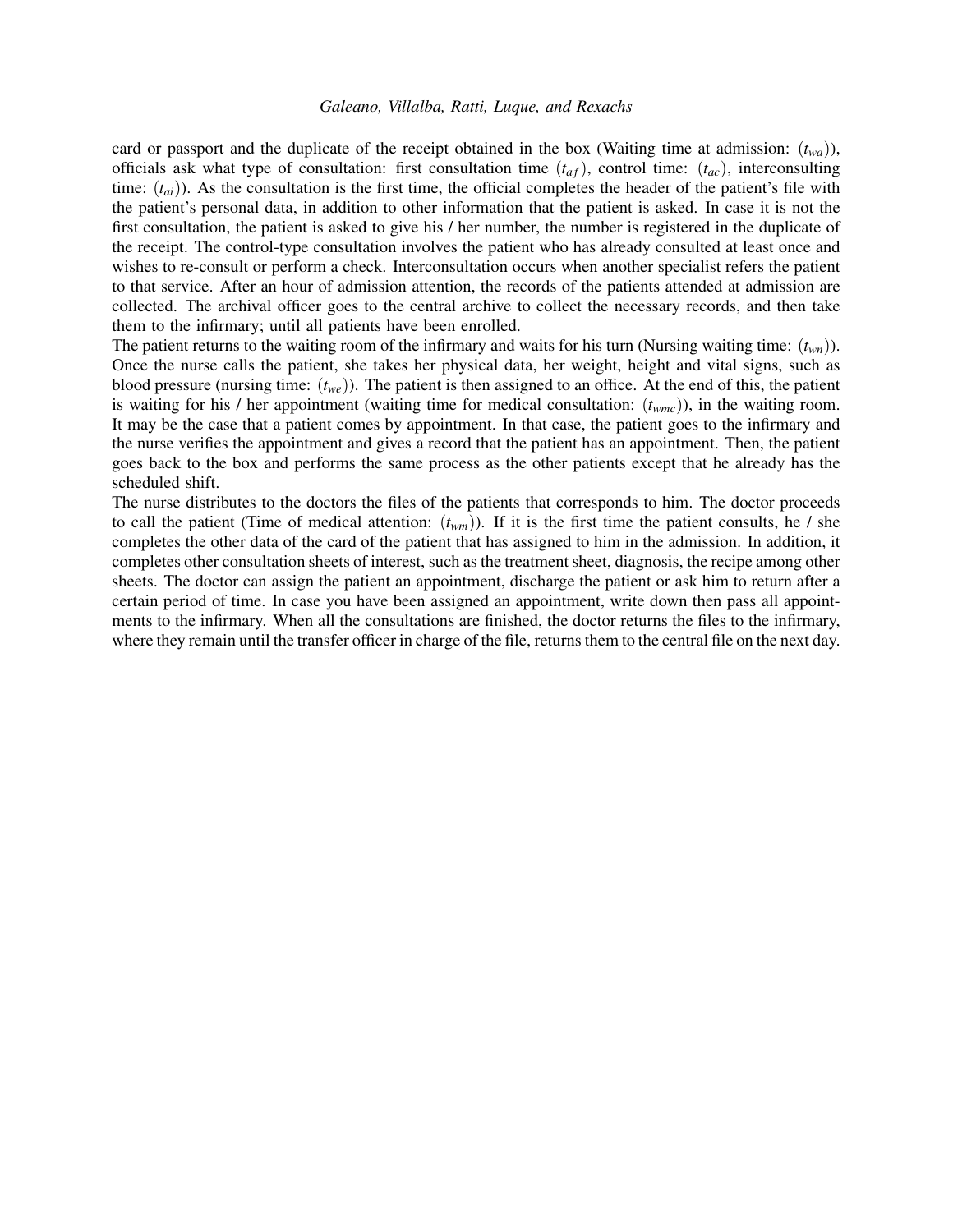card or passport and the duplicate of the receipt obtained in the box (Waiting time at admission: ($t_{wa}$)), officials ask what type of consultation: first consultation time ($t_{af}$), control time: ($t_{ac}$), interconsulting time: ($t_{ai}$)). As the consultation is the first time, the official completes the header of the patient's file with the patient's personal data, in addition to other information that the patient is asked. In case it is not the first consultation, the patient is asked to give his / her number, the number is registered in the duplicate of the receipt. The control-type consultation involves the patient who has already consulted at least once and wishes to re-consult or perform a check. Interconsultation occurs when another specialist refers the patient to that service. After an hour of admission attention, the records of the patients attended at admission are collected. The archival officer goes to the central archive to collect the necessary records, and then take them to the infirmary; until all patients have been enrolled.

The patient returns to the waiting room of the infirmary and waits for his turn (Nursing waiting time: ($t_{wn}$)). Once the nurse calls the patient, she takes her physical data, her weight, height and vital signs, such as blood pressure (nursing time: ($t_{we}$)). The patient is then assigned to an office. At the end of this, the patient is waiting for his / her appointment (waiting time for medical consultation: ($t_{wmc}$)), in the waiting room. It may be the case that a patient comes by appointment. In that case, the patient goes to the infirmary and the nurse verifies the appointment and gives a record that the patient has an appointment. Then, the patient goes back to the box and performs the same process as the other patients except that he already has the scheduled shift.

The nurse distributes to the doctors the files of the patients that corresponds to him. The doctor proceeds to call the patient (Time of medical attention: ($t_{wm}$)). If it is the first time the patient consults, he / she completes the other data of the card of the patient that has assigned to him in the admission. In addition, it completes other consultation sheets of interest, such as the treatment sheet, diagnosis, the recipe among other sheets. The doctor can assign the patient an appointment, discharge the patient or ask him to return after a certain period of time. In case you have been assigned an appointment, write down then pass all appointments to the infirmary. When all the consultations are finished, the doctor returns the files to the infirmary, where they remain until the transfer officer in charge of the file, returns them to the central file on the next day.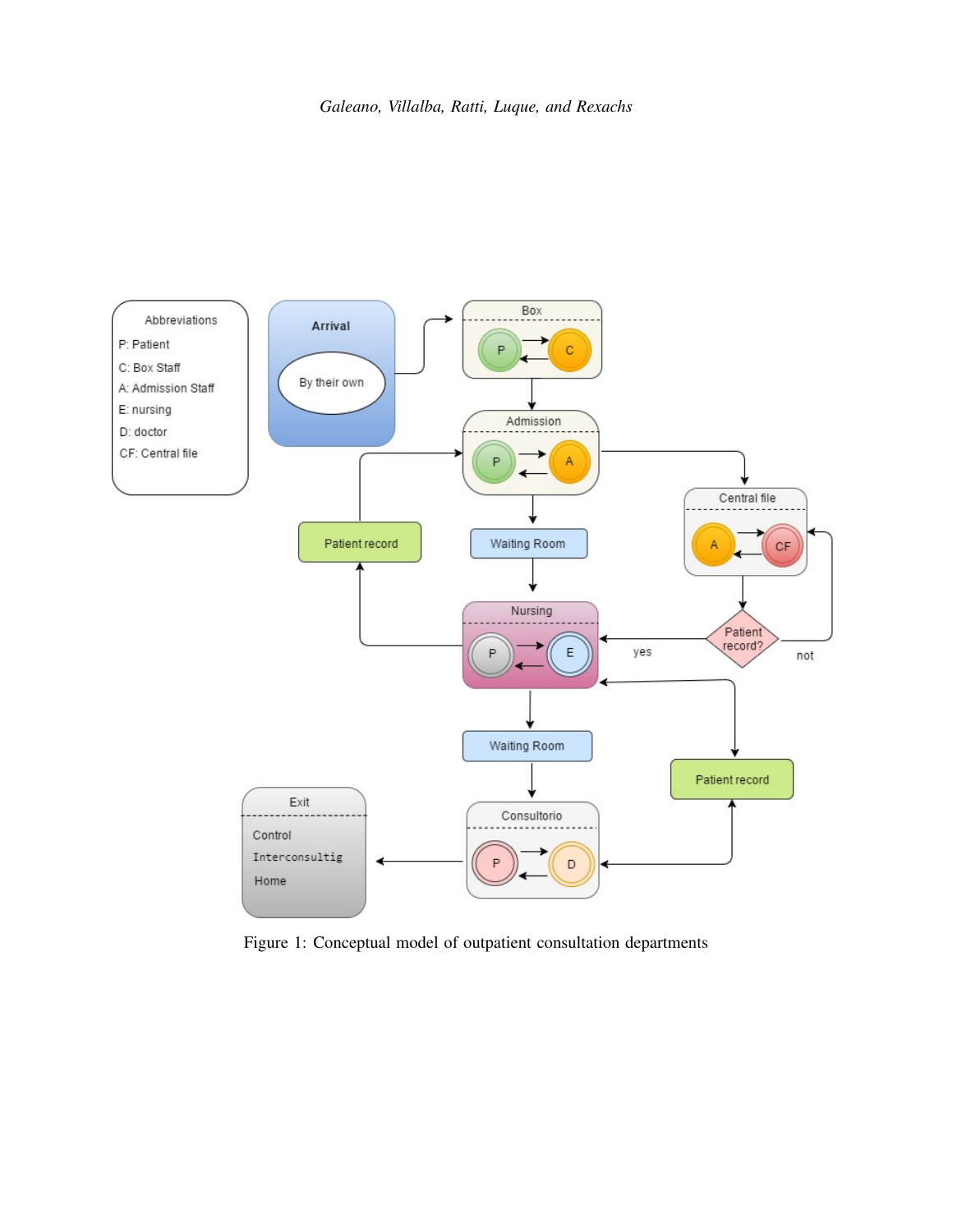Figure 1: Conceptual model of outpatient consultation departments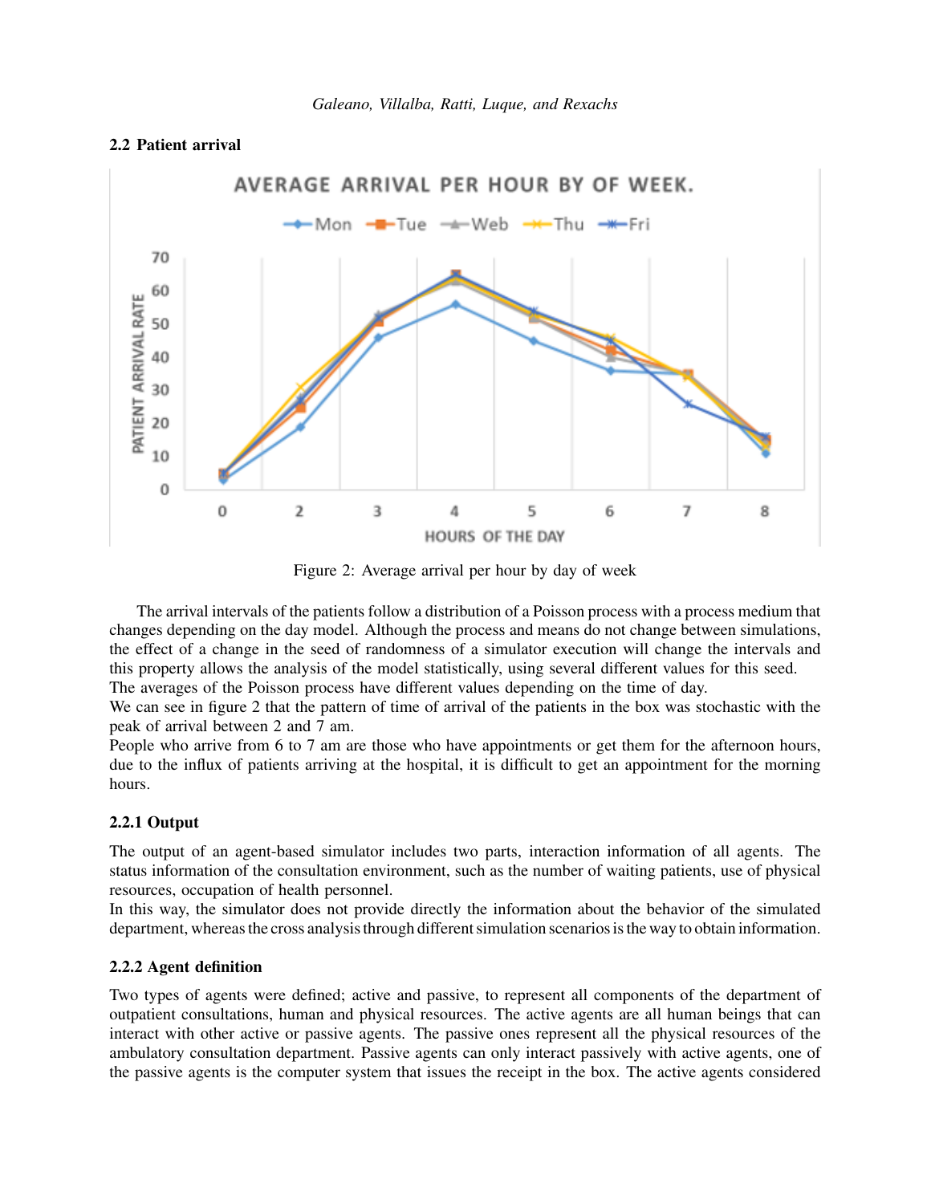## 2.2 Patient arrival

Figure 2: Average arrival per hour by day of week

The arrival intervals of the patients follow a distribution of a Poisson process with a process medium that changes depending on the day model. Although the process and means do not change between simulations, the effect of a change in the seed of randomness of a simulator execution will change the intervals and this property allows the analysis of the model statistically, using several different values for this seed.
The averages of the Poisson process have different values depending on the time of day.
We can see in figure 2 that the pattern of time of arrival of the patients in the box was stochastic with the peak of arrival between 2 and 7 am.
People who arrive from 6 to 7 am are those who have appointments or get them for the afternoon hours, due to the influx of patients arriving at the hospital, it is difficult to get an appointment for the morning hours.

### 2.2.1 Output

The output of an agent-based simulator includes two parts, interaction information of all agents. The status information of the consultation environment, such as the number of waiting patients, use of physical resources, occupation of health personnel.
In this way, the simulator does not provide directly the information about the behavior of the simulated department, whereas the cross analysis through different simulation scenarios is the way to obtain information.

### 2.2.2 Agent definition

Two types of agents were defined; active and passive, to represent all components of the department of outpatient consultations, human and physical resources. The active agents are all human beings that can interact with other active or passive agents. The passive ones represent all the physical resources of the ambulatory consultation department. Passive agents can only interact passively with active agents, one of the passive agents is the computer system that issues the receipt in the box. The active agents considered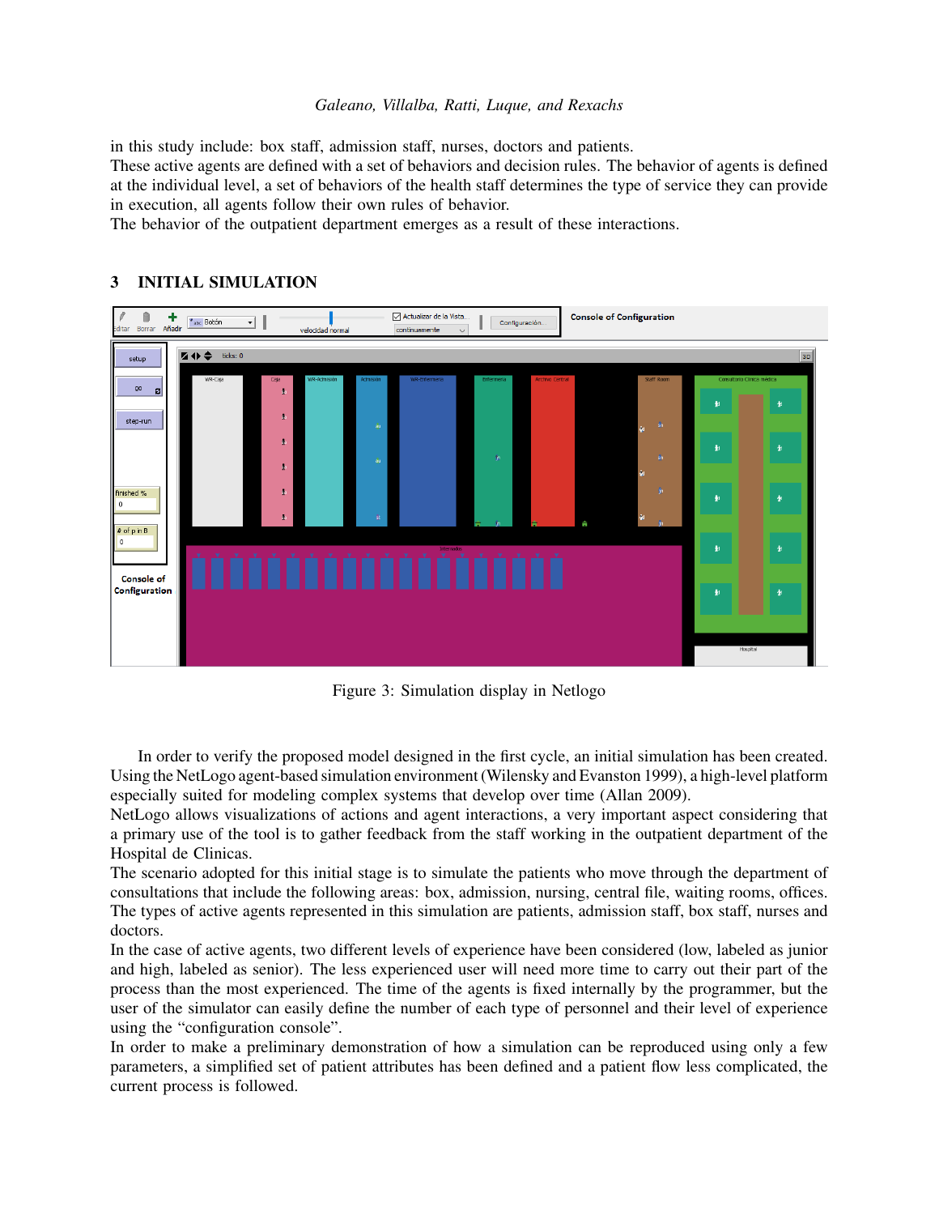in this study include: box staff, admission staff, nurses, doctors and patients.
These active agents are defined with a set of behaviors and decision rules. The behavior of agents is defined at the individual level, a set of behaviors of the health staff determines the type of service they can provide in execution, all agents follow their own rules of behavior.
The behavior of the outpatient department emerges as a result of these interactions.

## 3 INITIAL SIMULATION

Figure 3: Simulation display in Netlogo

In order to verify the proposed model designed in the first cycle, an initial simulation has been created. Using the NetLogo agent-based simulation environment (Wilensky and Evanston 1999), a high-level platform especially suited for modeling complex systems that develop over time (Allan 2009).
NetLogo allows visualizations of actions and agent interactions, a very important aspect considering that a primary use of the tool is to gather feedback from the staff working in the outpatient department of the Hospital de Clinicas.
The scenario adopted for this initial stage is to simulate the patients who move through the department of consultations that include the following areas: box, admission, nursing, central file, waiting rooms, offices. The types of active agents represented in this simulation are patients, admission staff, box staff, nurses and doctors.
In the case of active agents, two different levels of experience have been considered (low, labeled as junior and high, labeled as senior). The less experienced user will need more time to carry out their part of the process than the most experienced. The time of the agents is fixed internally by the programmer, but the user of the simulator can easily define the number of each type of personnel and their level of experience using the "configuration console".
In order to make a preliminary demonstration of how a simulation can be reproduced using only a few parameters, a simplified set of patient attributes has been defined and a patient flow less complicated, the current process is followed.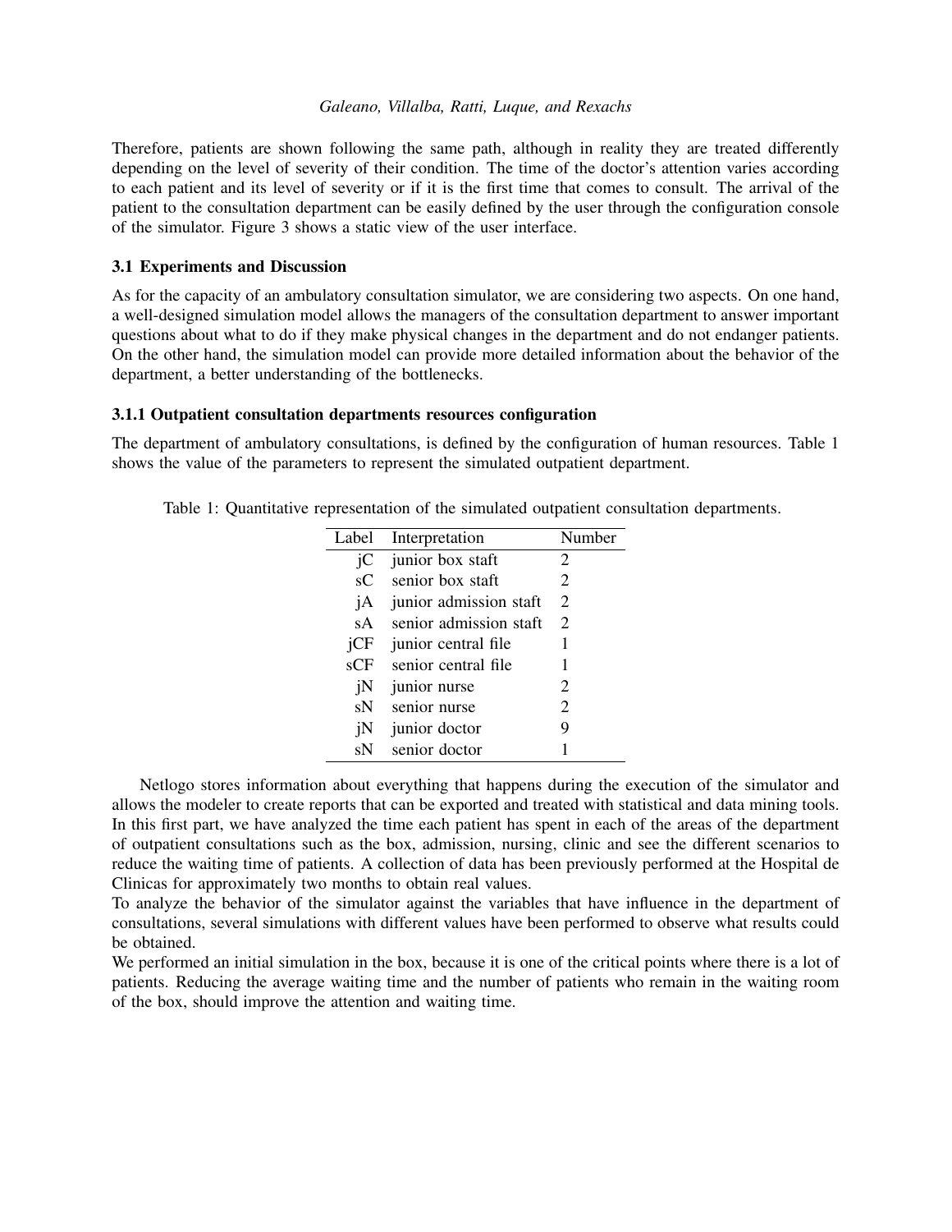Therefore, patients are shown following the same path, although in reality they are treated differently depending on the level of severity of their condition. The time of the doctor's attention varies according to each patient and its level of severity or if it is the first time that comes to consult. The arrival of the patient to the consultation department can be easily defined by the user through the configuration console of the simulator. Figure 3 shows a static view of the user interface.

### 3.1 Experiments and Discussion

As for the capacity of an ambulatory consultation simulator, we are considering two aspects. On one hand, a well-designed simulation model allows the managers of the consultation department to answer important questions about what to do if they make physical changes in the department and do not endanger patients. On the other hand, the simulation model can provide more detailed information about the behavior of the department, a better understanding of the bottlenecks.

#### 3.1.1 Outpatient consultation departments resources configuration

The department of ambulatory consultations, is defined by the configuration of human resources. Table 1 shows the value of the parameters to represent the simulated outpatient department.

Table 1: Quantitative representation of the simulated outpatient consultation departments.

| Label | Interpretation | Number |
|---|---|---|
| jC | junior box staft | 2 |
| sC | senior box staft | 2 |
| jA | junior admission staft | 2 |
| sA | senior admission staft | 2 |
| jCF | junior central file | 1 |
| sCF | senior central file | 1 |
| jN | junior nurse | 2 |
| sN | senior nurse | 2 |
| jN | junior doctor | 9 |
| sN | senior doctor | 1 |

Netlogo stores information about everything that happens during the execution of the simulator and allows the modeler to create reports that can be exported and treated with statistical and data mining tools. In this first part, we have analyzed the time each patient has spent in each of the areas of the department of outpatient consultations such as the box, admission, nursing, clinic and see the different scenarios to reduce the waiting time of patients. A collection of data has been previously performed at the Hospital de Clinicas for approximately two months to obtain real values.

To analyze the behavior of the simulator against the variables that have influence in the department of consultations, several simulations with different values have been performed to observe what results could be obtained.

We performed an initial simulation in the box, because it is one of the critical points where there is a lot of patients. Reducing the average waiting time and the number of patients who remain in the waiting room of the box, should improve the attention and waiting time.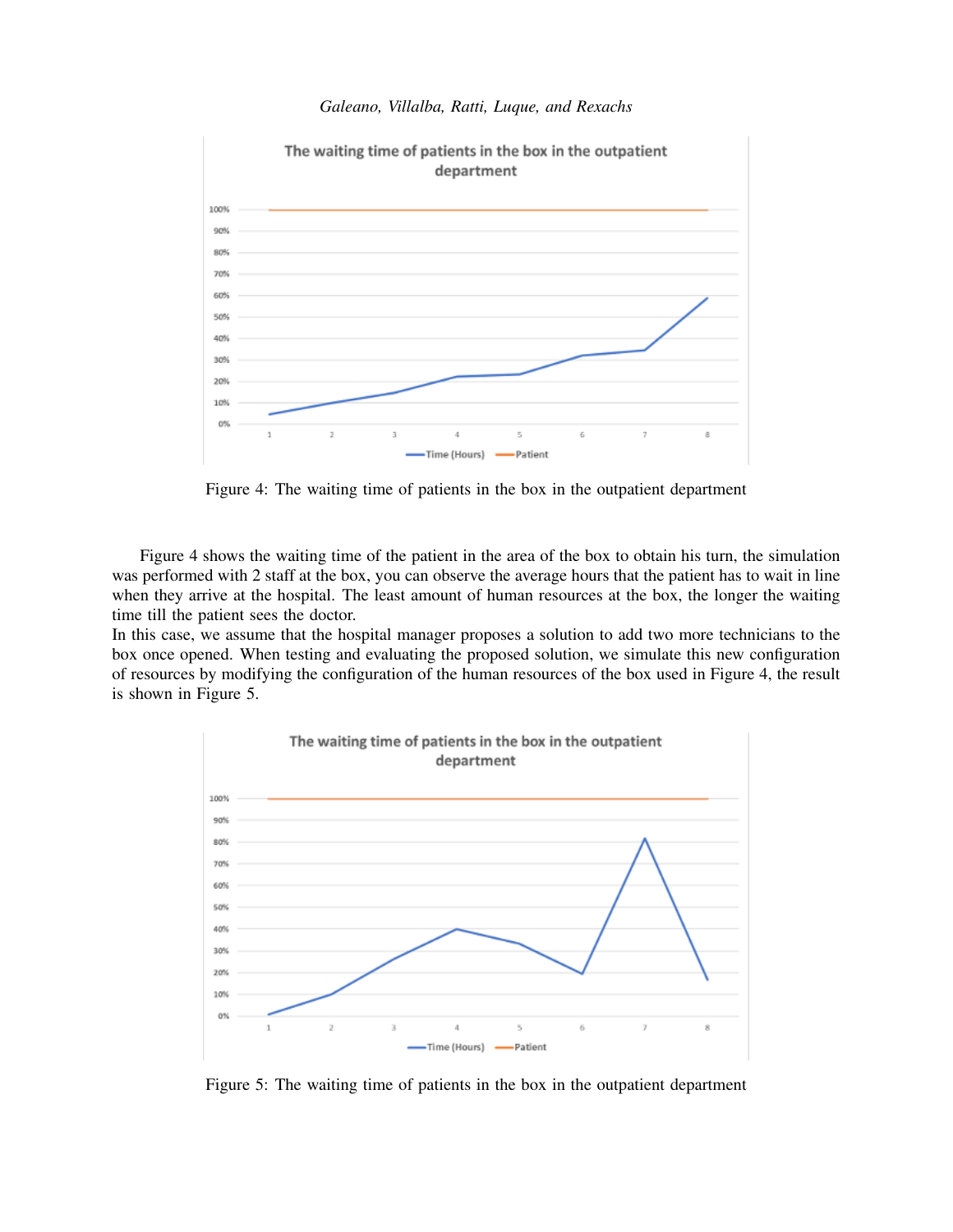Figure 4: The waiting time of patients in the box in the outpatient department

Figure 4 shows the waiting time of the patient in the area of the box to obtain his turn, the simulation was performed with 2 staff at the box, you can observe the average hours that the patient has to wait in line when they arrive at the hospital. The least amount of human resources at the box, the longer the waiting time till the patient sees the doctor.
In this case, we assume that the hospital manager proposes a solution to add two more technicians to the box once opened. When testing and evaluating the proposed solution, we simulate this new configuration of resources by modifying the configuration of the human resources of the box used in Figure 4, the result is shown in Figure 5.

Figure 5: The waiting time of patients in the box in the outpatient department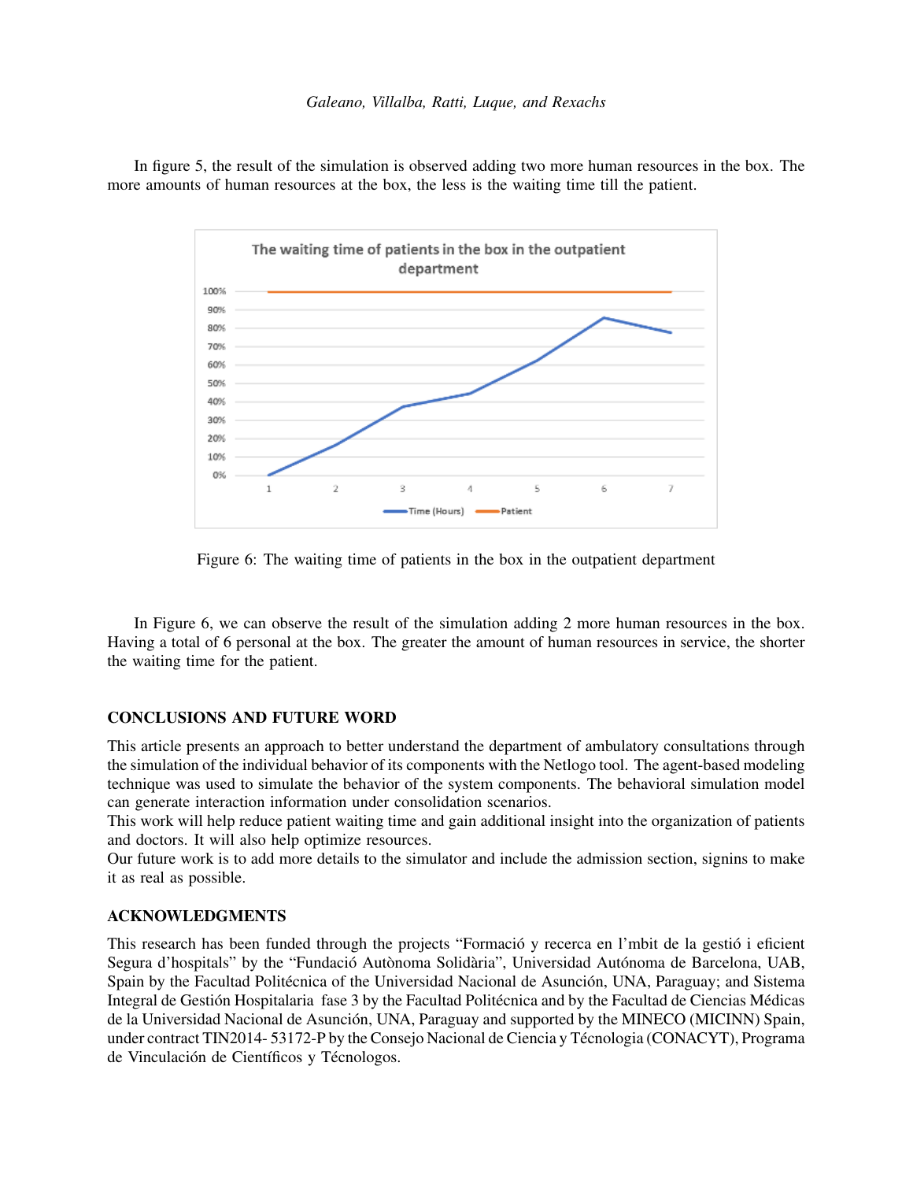In figure 5, the result of the simulation is observed adding two more human resources in the box. The more amounts of human resources at the box, the less is the waiting time till the patient.

Figure 6: The waiting time of patients in the box in the outpatient department

In Figure 6, we can observe the result of the simulation adding 2 more human resources in the box. Having a total of 6 personal at the box. The greater the amount of human resources in service, the shorter the waiting time for the patient.

## CONCLUSIONS AND FUTURE WORD

This article presents an approach to better understand the department of ambulatory consultations through the simulation of the individual behavior of its components with the Netlogo tool. The agent-based modeling technique was used to simulate the behavior of the system components. The behavioral simulation model can generate interaction information under consolidation scenarios.
This work will help reduce patient waiting time and gain additional insight into the organization of patients and doctors. It will also help optimize resources.
Our future work is to add more details to the simulator and include the admission section, signins to make it as real as possible.

## ACKNOWLEDGMENTS

This research has been funded through the projects "Formació y recerca en l'mbit de la gestió i eficient Segura d'hospitals" by the "Fundació Autònoma Solidària", Universidad Autónoma de Barcelona, UAB, Spain by the Facultad Politécnica of the Universidad Nacional de Asunción, UNA, Paraguay; and Sistema Integral de Gestión Hospitalaria fase 3 by the Facultad Politécnica and by the Facultad de Ciencias Médicas de la Universidad Nacional de Asunción, UNA, Paraguay and supported by the MINECO (MICINN) Spain, under contract TIN2014- 53172-P by the Consejo Nacional de Ciencia y Técnologia (CONACYT), Programa de Vinculación de Científicos y Técnologos.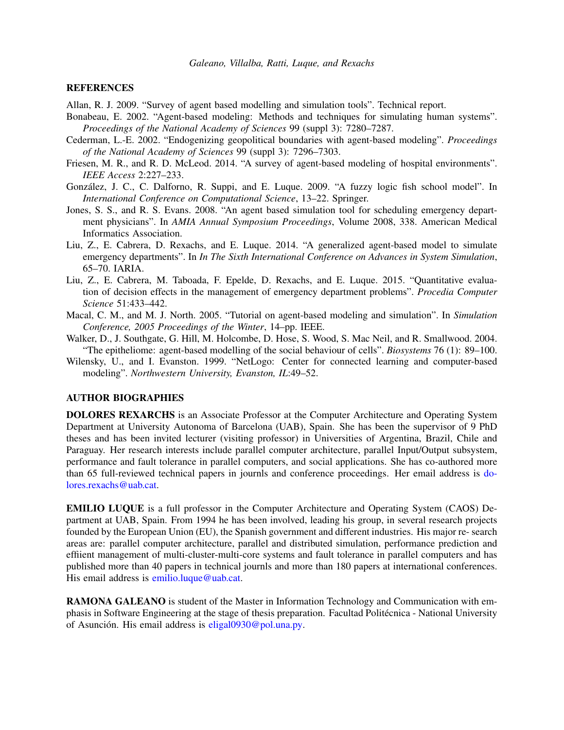## REFERENCES

Allan, R. J. 2009. "Survey of agent based modelling and simulation tools". Technical report.

Bonabeau, E. 2002. "Agent-based modeling: Methods and techniques for simulating human systems". *Proceedings of the National Academy of Sciences* 99 (suppl 3): 7280–7287.

Cederman, L.-E. 2002. "Endogenizing geopolitical boundaries with agent-based modeling". *Proceedings of the National Academy of Sciences* 99 (suppl 3): 7296–7303.

Friesen, M. R., and R. D. McLeod. 2014. "A survey of agent-based modeling of hospital environments". *IEEE Access* 2:227–233.

González, J. C., C. Dalforno, R. Suppi, and E. Luque. 2009. "A fuzzy logic fish school model". In *International Conference on Computational Science*, 13–22. Springer.

Jones, S. S., and R. S. Evans. 2008. "An agent based simulation tool for scheduling emergency department physicians". In *AMIA Annual Symposium Proceedings*, Volume 2008, 338. American Medical Informatics Association.

Liu, Z., E. Cabrera, D. Rexachs, and E. Luque. 2014. "A generalized agent-based model to simulate emergency departments". In *In The Sixth International Conference on Advances in System Simulation*, 65–70. IARIA.

Liu, Z., E. Cabrera, M. Taboada, F. Epelde, D. Rexachs, and E. Luque. 2015. "Quantitative evaluation of decision effects in the management of emergency department problems". *Procedia Computer Science* 51:433–442.

Macal, C. M., and M. J. North. 2005. "Tutorial on agent-based modeling and simulation". In *Simulation Conference, 2005 Proceedings of the Winter*, 14–pp. IEEE.

Walker, D., J. Southgate, G. Hill, M. Holcombe, D. Hose, S. Wood, S. Mac Neil, and R. Smallwood. 2004. "The epitheliome: agent-based modelling of the social behaviour of cells". *Biosystems* 76 (1): 89–100.

Wilensky, U., and I. Evanston. 1999. "NetLogo: Center for connected learning and computer-based modeling". *Northwestern University, Evanston, IL*:49–52.

## AUTHOR BIOGRAPHIES

**DOLORES REXARCHS** is an Associate Professor at the Computer Architecture and Operating System Department at University Autonoma of Barcelona (UAB), Spain. She has been the supervisor of 9 PhD theses and has been invited lecturer (visiting professor) in Universities of Argentina, Brazil, Chile and Paraguay. Her research interests include parallel computer architecture, parallel Input/Output subsystem, performance and fault tolerance in parallel computers, and social applications. She has co-authored more than 65 full-reviewed technical papers in journls and conference proceedings. Her email address is dolores.rexachs@uab.cat.

**EMILIO LUQUE** is a full professor in the Computer Architecture and Operating System (CAOS) Department at UAB, Spain. From 1994 he has been involved, leading his group, in several research projects founded by the European Union (EU), the Spanish government and different industries. His major re- search areas are: parallel computer architecture, parallel and distributed simulation, performance prediction and effiient management of multi-cluster-multi-core systems and fault tolerance in parallel computers and has published more than 40 papers in technical journls and more than 180 papers at international conferences. His email address is emilio.luque@uab.cat.

**RAMONA GALEANO** is student of the Master in Information Technology and Communication with emphasis in Software Engineering at the stage of thesis preparation. Facultad Politécnica - National University of Asunción. His email address is eligal0930@pol.una.py.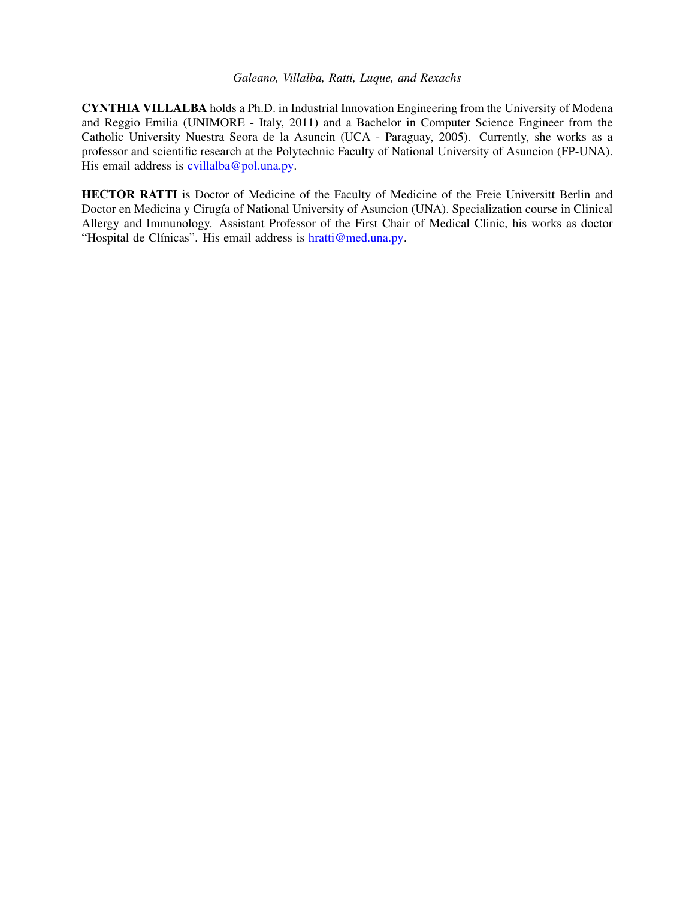**CYNTHIA VILLALBA** holds a Ph.D. in Industrial Innovation Engineering from the University of Modena and Reggio Emilia (UNIMORE - Italy, 2011) and a Bachelor in Computer Science Engineer from the Catholic University Nuestra Seora de la Asuncin (UCA - Paraguay, 2005). Currently, she works as a professor and scientific research at the Polytechnic Faculty of National University of Asuncion (FP-UNA). His email address is cvillalba@pol.una.py.

**HECTOR RATTI** is Doctor of Medicine of the Faculty of Medicine of the Freie Universitt Berlin and Doctor en Medicina y Cirugía of National University of Asuncion (UNA). Specialization course in Clinical Allergy and Immunology. Assistant Professor of the First Chair of Medical Clinic, his works as doctor "Hospital de Clínicas". His email address is hratti@med.una.py.